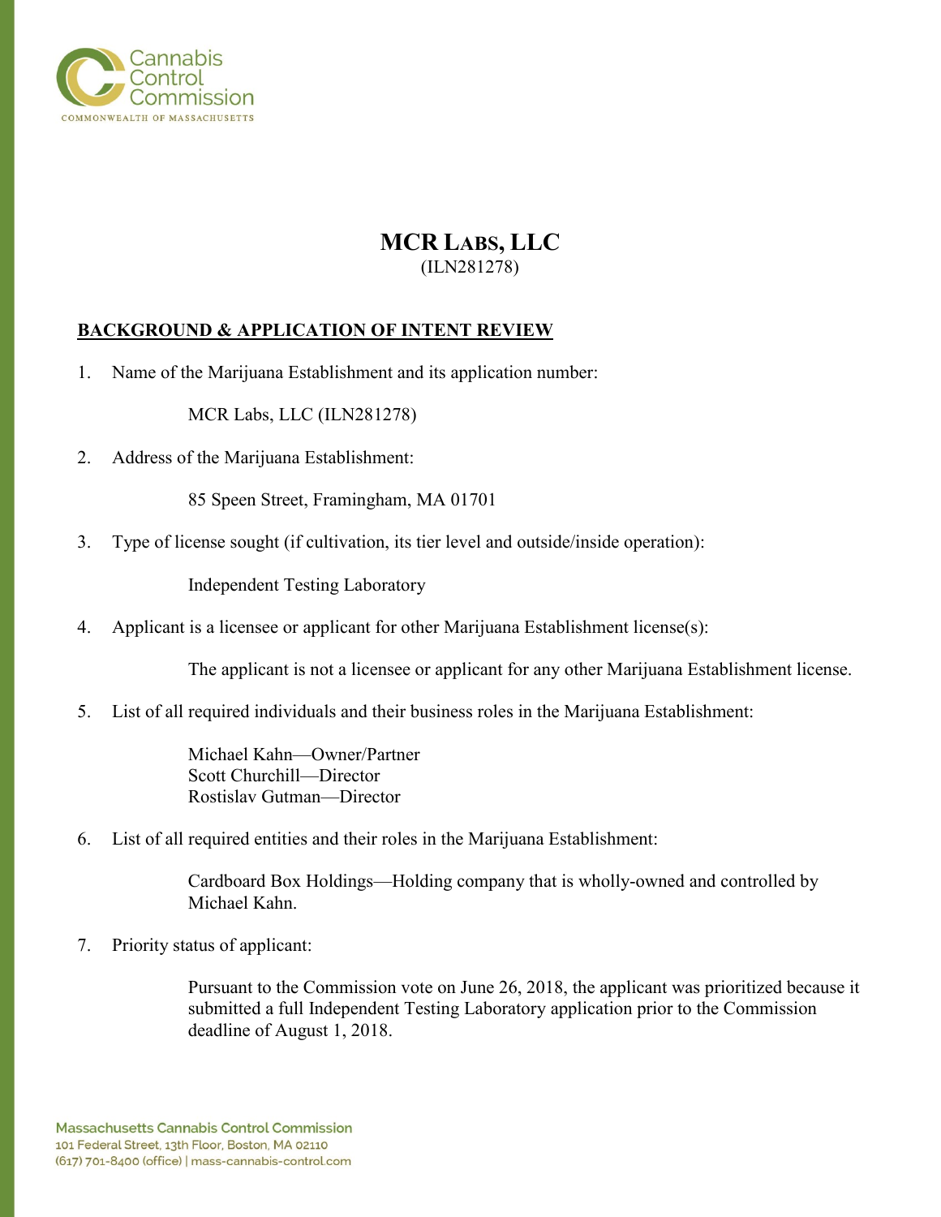# MCR Labs, LLC

(ILN281278)

## BACKGROUND & APPLICATION OF INTENT REVIEW

1. Name of the Marijuana Establishment and its application number:

   MCR Labs, LLC (ILN281278)

2. Address of the Marijuana Establishment:

   85 Speen Street, Framingham, MA 01701

3. Type of license sought (if cultivation, its tier level and outside/inside operation):

   Independent Testing Laboratory

4. Applicant is a licensee or applicant for other Marijuana Establishment license(s):

   The applicant is not a licensee or applicant for any other Marijuana Establishment license.

5. List of all required individuals and their business roles in the Marijuana Establishment:

   Michael Kahn—Owner/Partner
   Scott Churchill—Director
   Rostislav Gutman—Director

6. List of all required entities and their roles in the Marijuana Establishment:

   Cardboard Box Holdings—Holding company that is wholly-owned and controlled by Michael Kahn.

7. Priority status of applicant:

   Pursuant to the Commission vote on June 26, 2018, the applicant was prioritized because it submitted a full Independent Testing Laboratory application prior to the Commission deadline of August 1, 2018.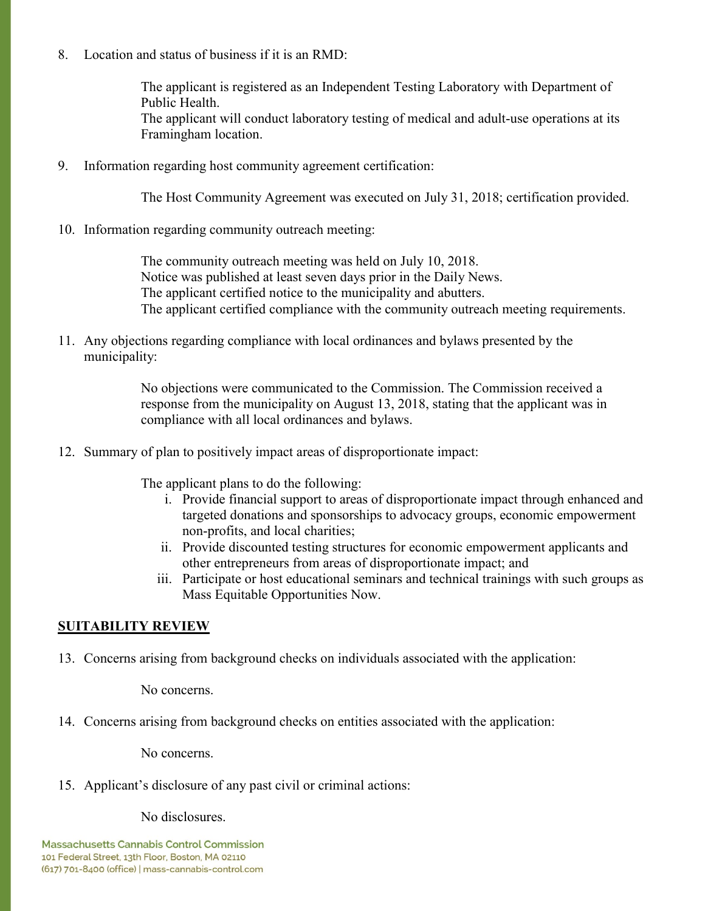8. Location and status of business if it is an RMD:

   The applicant is registered as an Independent Testing Laboratory with Department of Public Health.
   The applicant will conduct laboratory testing of medical and adult-use operations at its Framingham location.

9. Information regarding host community agreement certification:

   The Host Community Agreement was executed on July 31, 2018; certification provided.

10. Information regarding community outreach meeting:

    The community outreach meeting was held on July 10, 2018.
    Notice was published at least seven days prior in the Daily News.
    The applicant certified notice to the municipality and abutters.
    The applicant certified compliance with the community outreach meeting requirements.

11. Any objections regarding compliance with local ordinances and bylaws presented by the municipality:

    No objections were communicated to the Commission. The Commission received a response from the municipality on August 13, 2018, stating that the applicant was in compliance with all local ordinances and bylaws.

12. Summary of plan to positively impact areas of disproportionate impact:

    The applicant plans to do the following:
    1. Provide financial support to areas of disproportionate impact through enhanced and targeted donations and sponsorships to advocacy groups, economic empowerment non-profits, and local charities;
    2. Provide discounted testing structures for economic empowerment applicants and other entrepreneurs from areas of disproportionate impact; and
    3. Participate or host educational seminars and technical trainings with such groups as Mass Equitable Opportunities Now.

**SUITABILITY REVIEW**

13. Concerns arising from background checks on individuals associated with the application:

    No concerns.

14. Concerns arising from background checks on entities associated with the application:

    No concerns.

15. Applicant's disclosure of any past civil or criminal actions:

    No disclosures.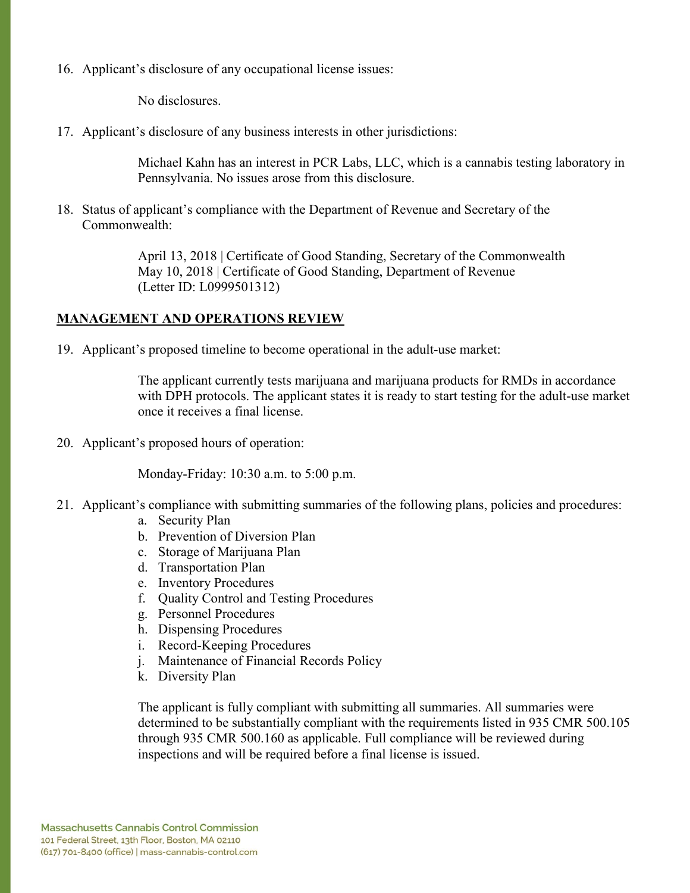16. Applicant's disclosure of any occupational license issues:

    No disclosures.

17. Applicant's disclosure of any business interests in other jurisdictions:

    Michael Kahn has an interest in PCR Labs, LLC, which is a cannabis testing laboratory in Pennsylvania. No issues arose from this disclosure.

18. Status of applicant's compliance with the Department of Revenue and Secretary of the Commonwealth:

    April 13, 2018 | Certificate of Good Standing, Secretary of the Commonwealth
    May 10, 2018 | Certificate of Good Standing, Department of Revenue
    (Letter ID: L0999501312)

## MANAGEMENT AND OPERATIONS REVIEW

19. Applicant's proposed timeline to become operational in the adult-use market:

    The applicant currently tests marijuana and marijuana products for RMDs in accordance with DPH protocols. The applicant states it is ready to start testing for the adult-use market once it receives a final license.

20. Applicant's proposed hours of operation:

    Monday-Friday: 10:30 a.m. to 5:00 p.m.

21. Applicant's compliance with submitting summaries of the following plans, policies and procedures:
    a. Security Plan
    b. Prevention of Diversion Plan
    c. Storage of Marijuana Plan
    d. Transportation Plan
    e. Inventory Procedures
    f. Quality Control and Testing Procedures
    g. Personnel Procedures
    h. Dispensing Procedures
    i. Record-Keeping Procedures
    j. Maintenance of Financial Records Policy
    k. Diversity Plan

    The applicant is fully compliant with submitting all summaries. All summaries were determined to be substantially compliant with the requirements listed in 935 CMR 500.105 through 935 CMR 500.160 as applicable. Full compliance will be reviewed during inspections and will be required before a final license is issued.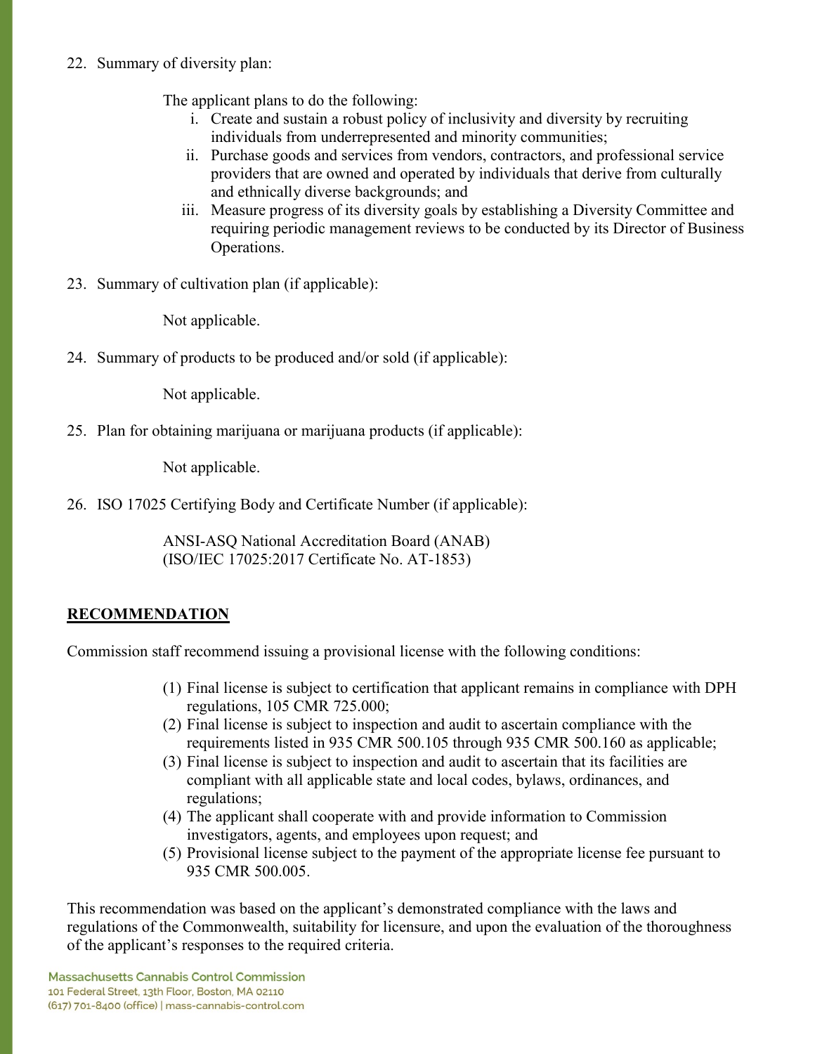22. Summary of diversity plan:

    The applicant plans to do the following:

    i. Create and sustain a robust policy of inclusivity and diversity by recruiting individuals from underrepresented and minority communities;
    ii. Purchase goods and services from vendors, contractors, and professional service providers that are owned and operated by individuals that derive from culturally and ethnically diverse backgrounds; and
    iii. Measure progress of its diversity goals by establishing a Diversity Committee and requiring periodic management reviews to be conducted by its Director of Business Operations.

23. Summary of cultivation plan (if applicable):

    Not applicable.

24. Summary of products to be produced and/or sold (if applicable):

    Not applicable.

25. Plan for obtaining marijuana or marijuana products (if applicable):

    Not applicable.

26. ISO 17025 Certifying Body and Certificate Number (if applicable):

    ANSI-ASQ National Accreditation Board (ANAB)
    (ISO/IEC 17025:2017 Certificate No. AT-1853)

**RECOMMENDATION**

Commission staff recommend issuing a provisional license with the following conditions:

(1) Final license is subject to certification that applicant remains in compliance with DPH regulations, 105 CMR 725.000;
(2) Final license is subject to inspection and audit to ascertain compliance with the requirements listed in 935 CMR 500.105 through 935 CMR 500.160 as applicable;
(3) Final license is subject to inspection and audit to ascertain that its facilities are compliant with all applicable state and local codes, bylaws, ordinances, and regulations;
(4) The applicant shall cooperate with and provide information to Commission investigators, agents, and employees upon request; and
(5) Provisional license subject to the payment of the appropriate license fee pursuant to 935 CMR 500.005.

This recommendation was based on the applicant's demonstrated compliance with the laws and regulations of the Commonwealth, suitability for licensure, and upon the evaluation of the thoroughness of the applicant's responses to the required criteria.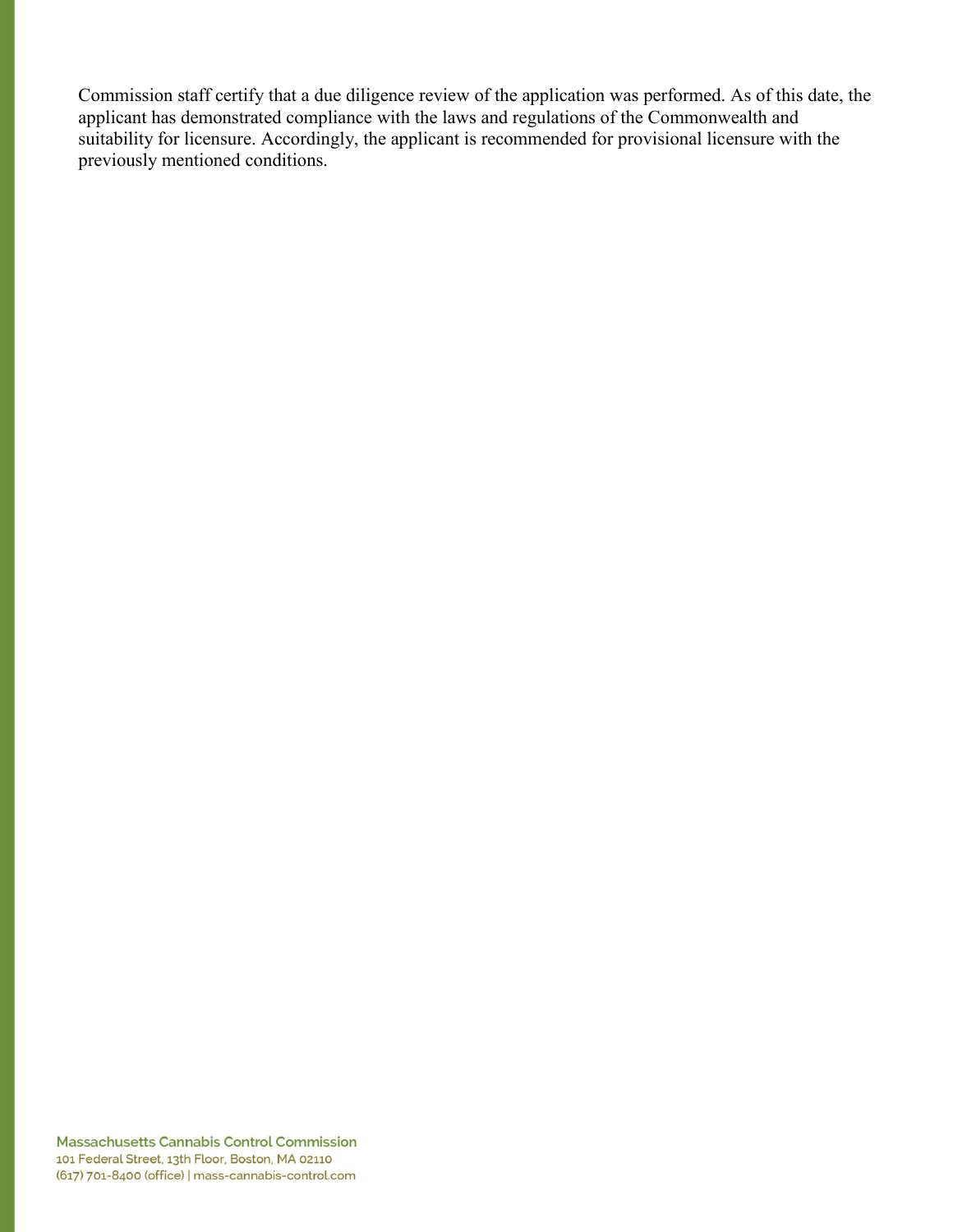Commission staff certify that a due diligence review of the application was performed. As of this date, the applicant has demonstrated compliance with the laws and regulations of the Commonwealth and suitability for licensure. Accordingly, the applicant is recommended for provisional licensure with the previously mentioned conditions.